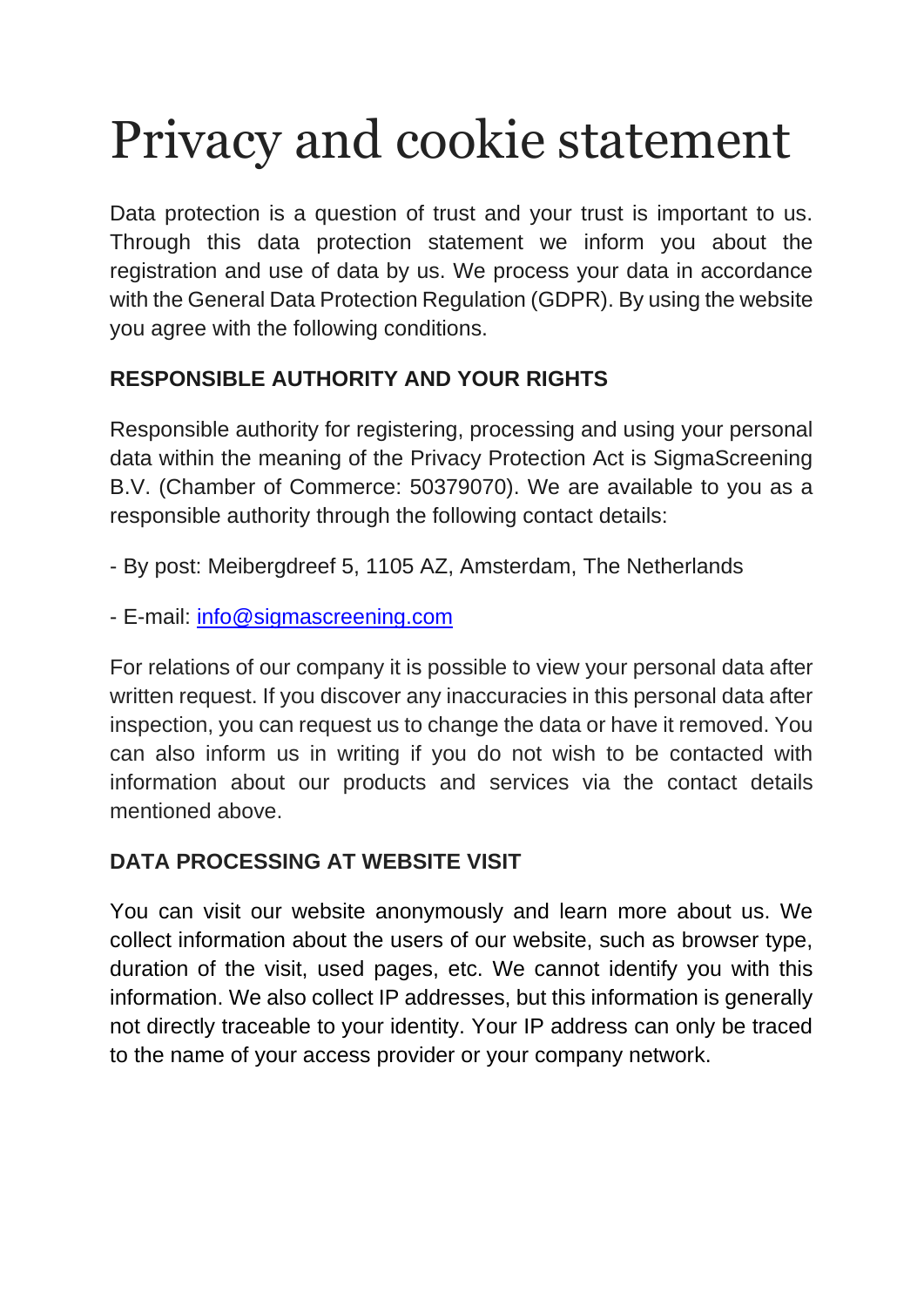# Privacy and cookie statement

Data protection is a question of trust and your trust is important to us. Through this data protection statement we inform you about the registration and use of data by us. We process your data in accordance with the General Data Protection Regulation (GDPR). By using the website you agree with the following conditions.

## RESPONSIBLE AUTHORITY AND YOUR RIGHTS

Responsible authority for registering, processing and using your personal data within the meaning of the Privacy Protection Act is SigmaScreening B.V. (Chamber of Commerce: 50379070). We are available to you as a responsible authority through the following contact details:

- By post: Meibergdreef 5, 1105 AZ, Amsterdam, The Netherlands

- E-mail: info@sigmascreening.com

For relations of our company it is possible to view your personal data after written request. If you discover any inaccuracies in this personal data after inspection, you can request us to change the data or have it removed. You can also inform us in writing if you do not wish to be contacted with information about our products and services via the contact details mentioned above.

## DATA PROCESSING AT WEBSITE VISIT

You can visit our website anonymously and learn more about us. We collect information about the users of our website, such as browser type, duration of the visit, used pages, etc. We cannot identify you with this information. We also collect IP addresses, but this information is generally not directly traceable to your identity. Your IP address can only be traced to the name of your access provider or your company network.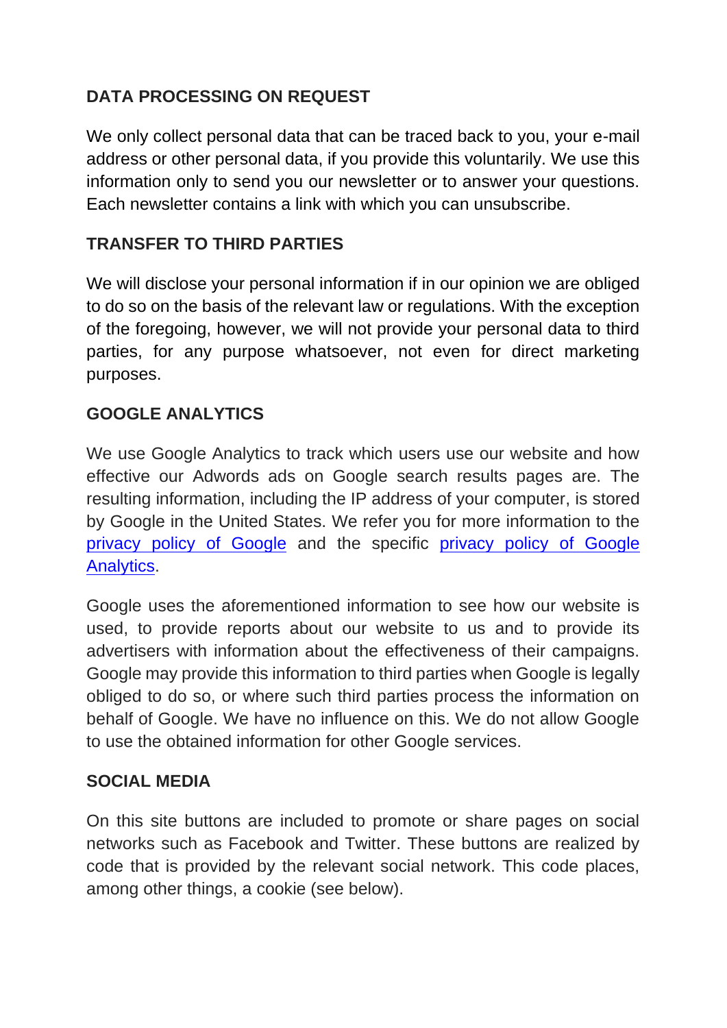## DATA PROCESSING ON REQUEST

We only collect personal data that can be traced back to you, your e-mail address or other personal data, if you provide this voluntarily. We use this information only to send you our newsletter or to answer your questions. Each newsletter contains a link with which you can unsubscribe.

## TRANSFER TO THIRD PARTIES

We will disclose your personal information if in our opinion we are obliged to do so on the basis of the relevant law or regulations. With the exception of the foregoing, however, we will not provide your personal data to third parties, for any purpose whatsoever, not even for direct marketing purposes.

## GOOGLE ANALYTICS

We use Google Analytics to track which users use our website and how effective our Adwords ads on Google search results pages are. The resulting information, including the IP address of your computer, is stored by Google in the United States. We refer you for more information to the privacy policy of Google and the specific privacy policy of Google Analytics.

Google uses the aforementioned information to see how our website is used, to provide reports about our website to us and to provide its advertisers with information about the effectiveness of their campaigns. Google may provide this information to third parties when Google is legally obliged to do so, or where such third parties process the information on behalf of Google. We have no influence on this. We do not allow Google to use the obtained information for other Google services.

## SOCIAL MEDIA

On this site buttons are included to promote or share pages on social networks such as Facebook and Twitter. These buttons are realized by code that is provided by the relevant social network. This code places, among other things, a cookie (see below).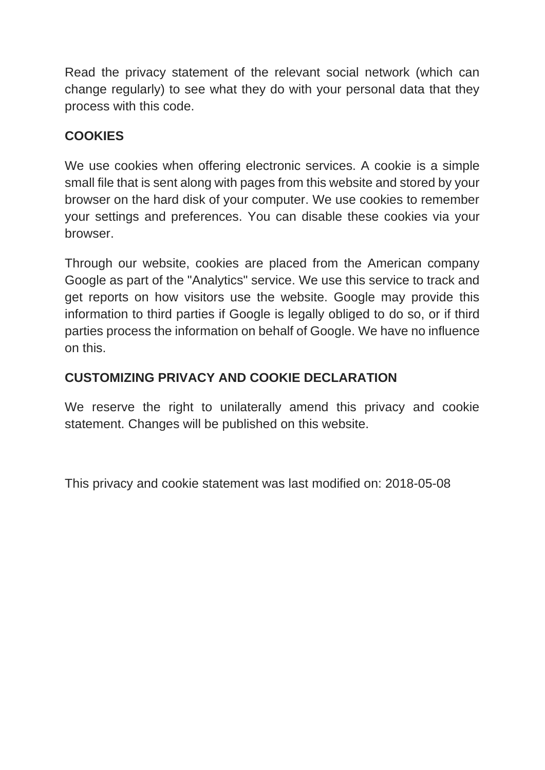Read the privacy statement of the relevant social network (which can change regularly) to see what they do with your personal data that they process with this code.

## COOKIES

We use cookies when offering electronic services. A cookie is a simple small file that is sent along with pages from this website and stored by your browser on the hard disk of your computer. We use cookies to remember your settings and preferences. You can disable these cookies via your browser.

Through our website, cookies are placed from the American company Google as part of the "Analytics" service. We use this service to track and get reports on how visitors use the website. Google may provide this information to third parties if Google is legally obliged to do so, or if third parties process the information on behalf of Google. We have no influence on this.

## CUSTOMIZING PRIVACY AND COOKIE DECLARATION

We reserve the right to unilaterally amend this privacy and cookie statement. Changes will be published on this website.

This privacy and cookie statement was last modified on: 2018-05-08